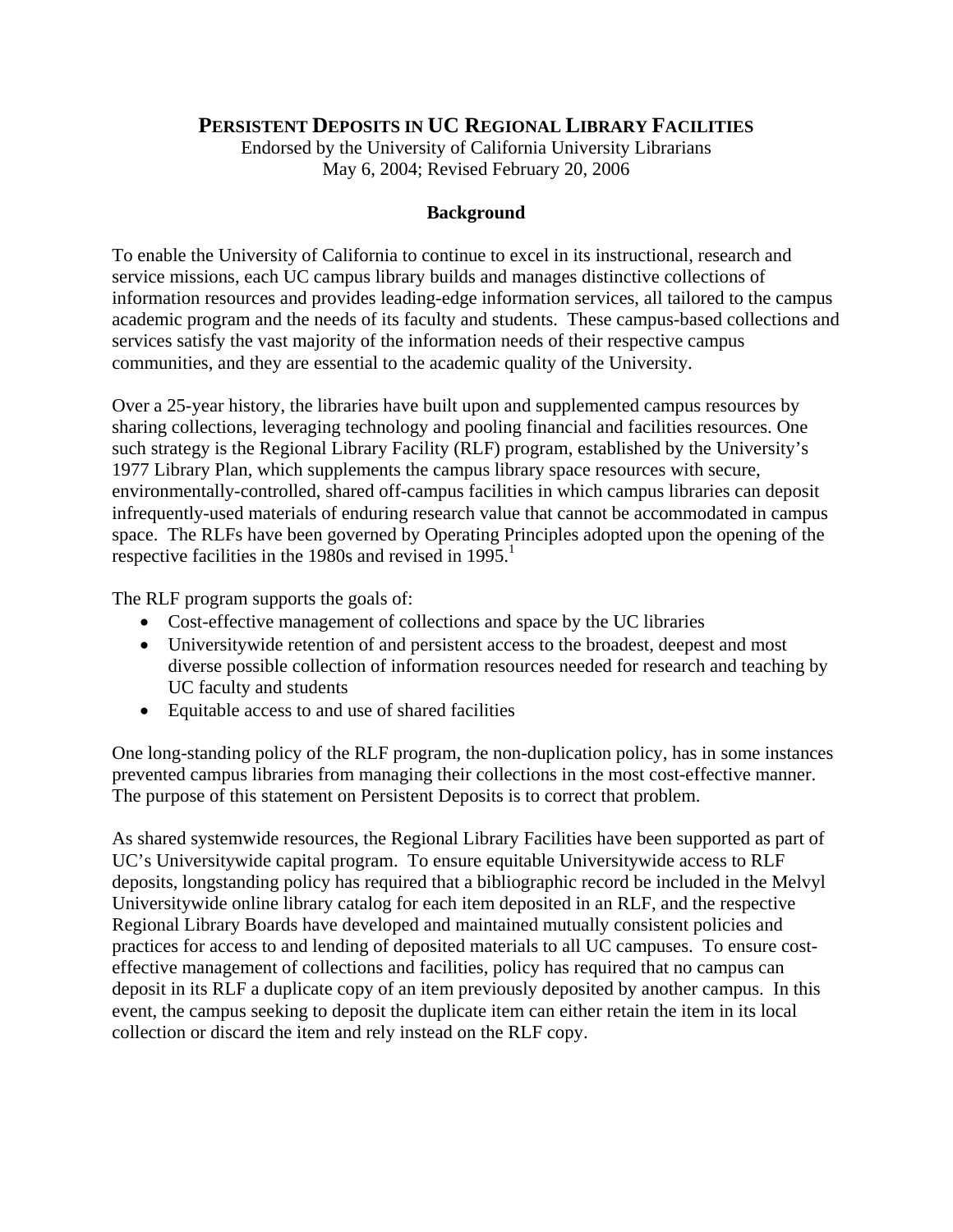# PERSISTENT DEPOSITS IN UC REGIONAL LIBRARY FACILITIES

Endorsed by the University of California University Librarians
May 6, 2004; Revised February 20, 2006

## Background

To enable the University of California to continue to excel in its instructional, research and service missions, each UC campus library builds and manages distinctive collections of information resources and provides leading-edge information services, all tailored to the campus academic program and the needs of its faculty and students. These campus-based collections and services satisfy the vast majority of the information needs of their respective campus communities, and they are essential to the academic quality of the University.

Over a 25-year history, the libraries have built upon and supplemented campus resources by sharing collections, leveraging technology and pooling financial and facilities resources. One such strategy is the Regional Library Facility (RLF) program, established by the University's 1977 Library Plan, which supplements the campus library space resources with secure, environmentally-controlled, shared off-campus facilities in which campus libraries can deposit infrequently-used materials of enduring research value that cannot be accommodated in campus space. The RLFs have been governed by Operating Principles adopted upon the opening of the respective facilities in the 1980s and revised in 1995.[1]

The RLF program supports the goals of:

- Cost-effective management of collections and space by the UC libraries
- Universitywide retention of and persistent access to the broadest, deepest and most diverse possible collection of information resources needed for research and teaching by UC faculty and students
- Equitable access to and use of shared facilities

One long-standing policy of the RLF program, the non-duplication policy, has in some instances prevented campus libraries from managing their collections in the most cost-effective manner. The purpose of this statement on Persistent Deposits is to correct that problem.

As shared systemwide resources, the Regional Library Facilities have been supported as part of UC's Universitywide capital program. To ensure equitable Universitywide access to RLF deposits, longstanding policy has required that a bibliographic record be included in the Melvyl Universitywide online library catalog for each item deposited in an RLF, and the respective Regional Library Boards have developed and maintained mutually consistent policies and practices for access to and lending of deposited materials to all UC campuses. To ensure cost-effective management of collections and facilities, policy has required that no campus can deposit in its RLF a duplicate copy of an item previously deposited by another campus. In this event, the campus seeking to deposit the duplicate item can either retain the item in its local collection or discard the item and rely instead on the RLF copy.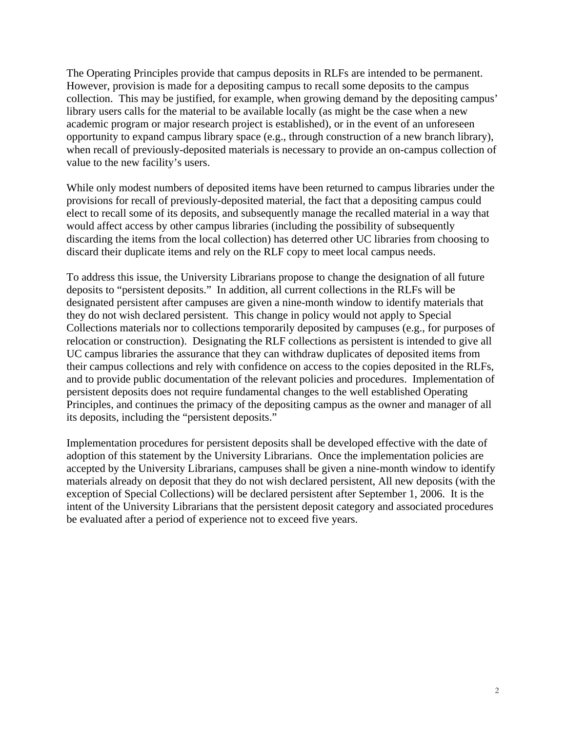The Operating Principles provide that campus deposits in RLFs are intended to be permanent. However, provision is made for a depositing campus to recall some deposits to the campus collection. This may be justified, for example, when growing demand by the depositing campus' library users calls for the material to be available locally (as might be the case when a new academic program or major research project is established), or in the event of an unforeseen opportunity to expand campus library space (e.g., through construction of a new branch library), when recall of previously-deposited materials is necessary to provide an on-campus collection of value to the new facility's users.

While only modest numbers of deposited items have been returned to campus libraries under the provisions for recall of previously-deposited material, the fact that a depositing campus could elect to recall some of its deposits, and subsequently manage the recalled material in a way that would affect access by other campus libraries (including the possibility of subsequently discarding the items from the local collection) has deterred other UC libraries from choosing to discard their duplicate items and rely on the RLF copy to meet local campus needs.

To address this issue, the University Librarians propose to change the designation of all future deposits to "persistent deposits." In addition, all current collections in the RLFs will be designated persistent after campuses are given a nine-month window to identify materials that they do not wish declared persistent. This change in policy would not apply to Special Collections materials nor to collections temporarily deposited by campuses (e.g., for purposes of relocation or construction). Designating the RLF collections as persistent is intended to give all UC campus libraries the assurance that they can withdraw duplicates of deposited items from their campus collections and rely with confidence on access to the copies deposited in the RLFs, and to provide public documentation of the relevant policies and procedures. Implementation of persistent deposits does not require fundamental changes to the well established Operating Principles, and continues the primacy of the depositing campus as the owner and manager of all its deposits, including the "persistent deposits."

Implementation procedures for persistent deposits shall be developed effective with the date of adoption of this statement by the University Librarians. Once the implementation policies are accepted by the University Librarians, campuses shall be given a nine-month window to identify materials already on deposit that they do not wish declared persistent, All new deposits (with the exception of Special Collections) will be declared persistent after September 1, 2006. It is the intent of the University Librarians that the persistent deposit category and associated procedures be evaluated after a period of experience not to exceed five years.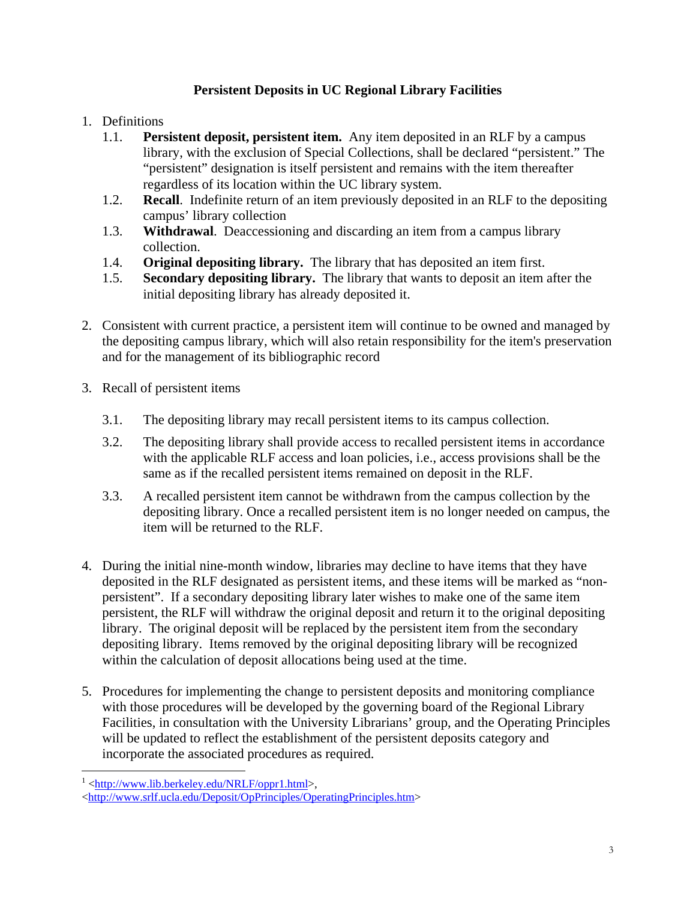## Persistent Deposits in UC Regional Library Facilities

1. Definitions
   - 1.1. **Persistent deposit, persistent item.** Any item deposited in an RLF by a campus library, with the exclusion of Special Collections, shall be declared "persistent." The "persistent" designation is itself persistent and remains with the item thereafter regardless of its location within the UC library system.
   - 1.2. **Recall**. Indefinite return of an item previously deposited in an RLF to the depositing campus' library collection
   - 1.3. **Withdrawal**. Deaccessioning and discarding an item from a campus library collection.
   - 1.4. **Original depositing library.** The library that has deposited an item first.
   - 1.5. **Secondary depositing library.** The library that wants to deposit an item after the initial depositing library has already deposited it.

2. Consistent with current practice, a persistent item will continue to be owned and managed by the depositing campus library, which will also retain responsibility for the item's preservation and for the management of its bibliographic record

3. Recall of persistent items
   - 3.1. The depositing library may recall persistent items to its campus collection.
   - 3.2. The depositing library shall provide access to recalled persistent items in accordance with the applicable RLF access and loan policies, i.e., access provisions shall be the same as if the recalled persistent items remained on deposit in the RLF.
   - 3.3. A recalled persistent item cannot be withdrawn from the campus collection by the depositing library. Once a recalled persistent item is no longer needed on campus, the item will be returned to the RLF.

4. During the initial nine-month window, libraries may decline to have items that they have deposited in the RLF designated as persistent items, and these items will be marked as "non-persistent". If a secondary depositing library later wishes to make one of the same item persistent, the RLF will withdraw the original deposit and return it to the original depositing library. The original deposit will be replaced by the persistent item from the secondary depositing library. Items removed by the original depositing library will be recognized within the calculation of deposit allocations being used at the time.

5. Procedures for implementing the change to persistent deposits and monitoring compliance with those procedures will be developed by the governing board of the Regional Library Facilities, in consultation with the University Librarians' group, and the Operating Principles will be updated to reflect the establishment of the persistent deposits category and incorporate the associated procedures as required.

---

[1] <http://www.lib.berkeley.edu/NRLF/oppr1.html>, <http://www.srlf.ucla.edu/Deposit/OpPrinciples/OperatingPrinciples.htm>